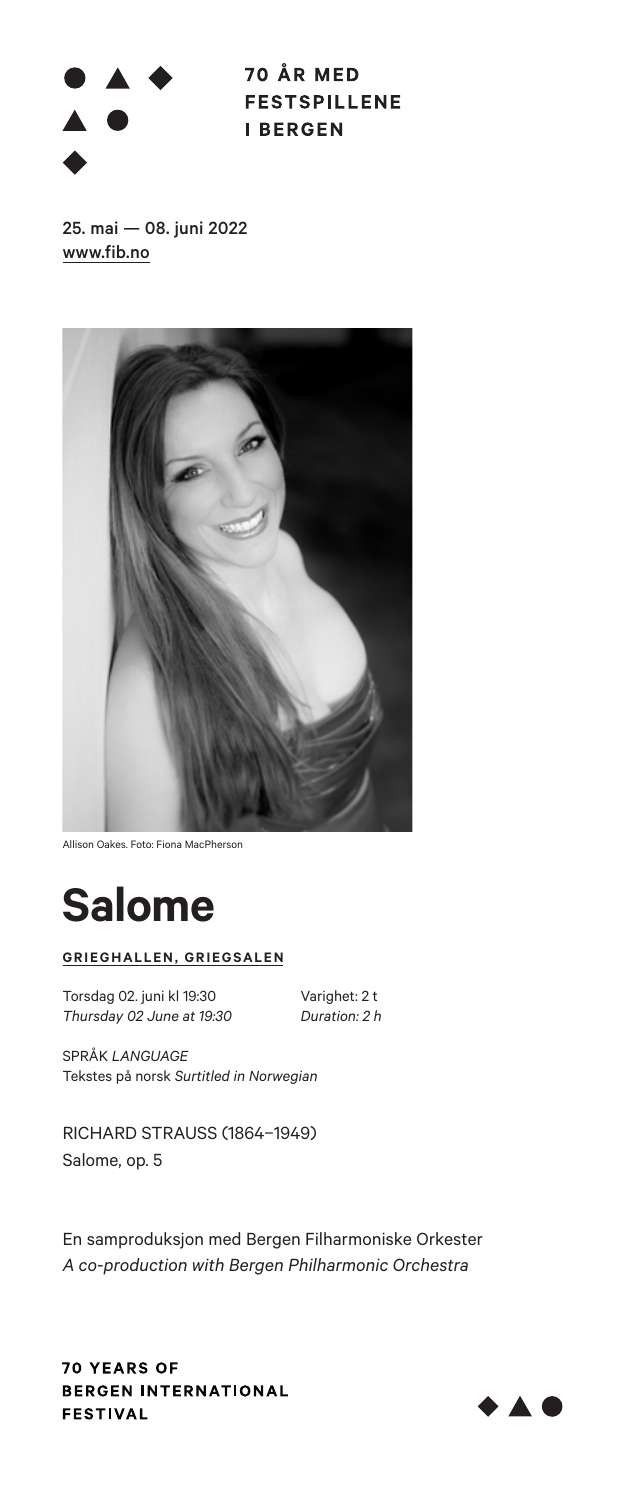**70 ÅR MED FESTSPILLENE I BERGEN**

25. mai — 08. juni 2022
www.fib.no

Allison Oakes. Foto: Fiona MacPherson

# Salome

**GRIEGHALLEN, GRIEGSALEN**

Torsdag 02. juni kl 19:30
*Thursday 02 June at 19:30*

Varighet: 2 t
*Duration: 2 h*

SPRÅK *LANGUAGE*
Tekstes på norsk *Surtitled in Norwegian*

RICHARD STRAUSS (1864–1949)
Salome, op. 5

En samproduksjon med Bergen Filharmoniske Orkester
*A co-production with Bergen Philharmonic Orchestra*

**70 YEARS OF BERGEN INTERNATIONAL FESTIVAL**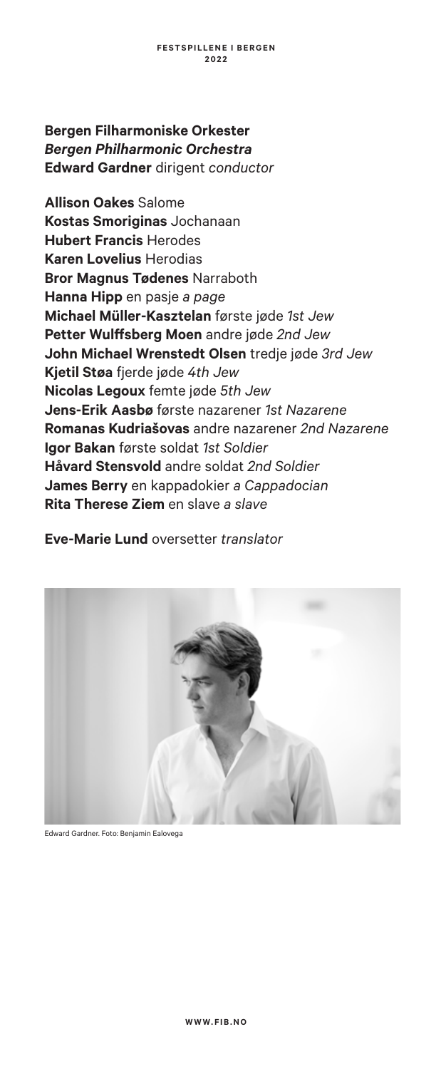**Bergen Filharmoniske Orkester**
***Bergen Philharmonic Orchestra***
**Edward Gardner** dirigent *conductor*

**Allison Oakes** Salome
**Kostas Smoriginas** Jochanaan
**Hubert Francis** Herodes
**Karen Lovelius** Herodias
**Bror Magnus Tødenes** Narraboth
**Hanna Hipp** en pasje *a page*
**Michael Müller-Kasztelan** første jøde *1st Jew*
**Petter Wulffsberg Moen** andre jøde *2nd Jew*
**John Michael Wrenstedt Olsen** tredje jøde *3rd Jew*
**Kjetil Støa** fjerde jøde *4th Jew*
**Nicolas Legoux** femte jøde *5th Jew*
**Jens-Erik Aasbø** første nazarener *1st Nazarene*
**Romanas Kudriašovas** andre nazarener *2nd Nazarene*
**Igor Bakan** første soldat *1st Soldier*
**Håvard Stensvold** andre soldat *2nd Soldier*
**James Berry** en kappadokier *a Cappadocian*
**Rita Therese Ziem** en slave *a slave*

**Eve-Marie Lund** oversetter *translator*

Edward Gardner. Foto: Benjamin Ealovega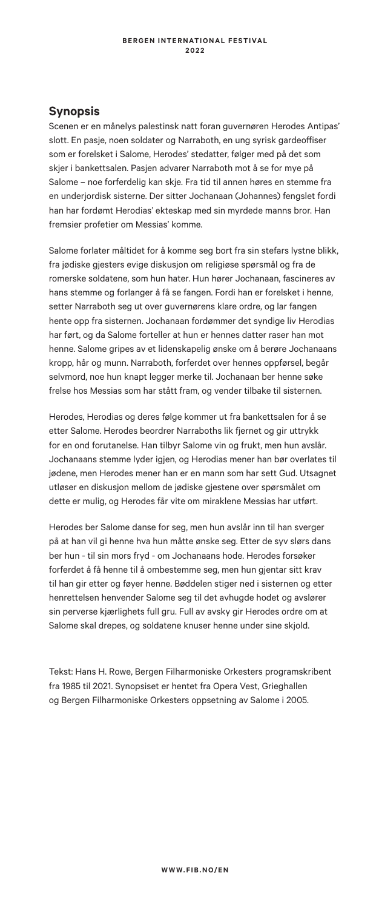## Synopsis

Scenen er en månelys palestinsk natt foran guvernøren Herodes Antipas' slott. En pasje, noen soldater og Narraboth, en ung syrisk gardeoffiser som er forelsket i Salome, Herodes' stedatter, følger med på det som skjer i bankettsalen. Pasjen advarer Narraboth mot å se for mye på Salome – noe forferdelig kan skje. Fra tid til annen høres en stemme fra en underjordisk sisterne. Der sitter Jochanaan (Johannes) fengslet fordi han har fordømt Herodias' ekteskap med sin myrdede manns bror. Han fremsier profetier om Messias' komme.

Salome forlater måltidet for å komme seg bort fra sin stefars lystne blikk, fra jødiske gjesters evige diskusjon om religiøse spørsmål og fra de romerske soldatene, som hun hater. Hun hører Jochanaan, fascineres av hans stemme og forlanger å få se fangen. Fordi han er forelsket i henne, setter Narraboth seg ut over guvernørens klare ordre, og lar fangen hente opp fra sisternen. Jochanaan fordømmer det syndige liv Herodias har ført, og da Salome forteller at hun er hennes datter raser han mot henne. Salome gripes av et lidenskapelig ønske om å berøre Jochanaans kropp, hår og munn. Narraboth, forferdet over hennes oppførsel, begår selvmord, noe hun knapt legger merke til. Jochanaan ber henne søke frelse hos Messias som har stått fram, og vender tilbake til sisternen.

Herodes, Herodias og deres følge kommer ut fra bankettsalen for å se etter Salome. Herodes beordrer Narraboths lik fjernet og gir uttrykk for en ond forutanelse. Han tilbyr Salome vin og frukt, men hun avslår. Jochanaans stemme lyder igjen, og Herodias mener han bør overlates til jødene, men Herodes mener han er en mann som har sett Gud. Utsagnet utløser en diskusjon mellom de jødiske gjestene over spørsmålet om dette er mulig, og Herodes får vite om miraklene Messias har utført.

Herodes ber Salome danse for seg, men hun avslår inn til han sverger på at han vil gi henne hva hun måtte ønske seg. Etter de syv slørs dans ber hun - til sin mors fryd - om Jochanaans hode. Herodes forsøker forferdet å få henne til å ombestemme seg, men hun gjentar sitt krav til han gir etter og føyer henne. Bøddelen stiger ned i sisternen og etter henrettelsen henvender Salome seg til det avhugde hodet og avslører sin perverse kjærlighets full gru. Full av avsky gir Herodes ordre om at Salome skal drepes, og soldatene knuser henne under sine skjold.

Tekst: Hans H. Rowe, Bergen Filharmoniske Orkesters programskribent fra 1985 til 2021. Synopsiset er hentet fra Opera Vest, Grieghallen og Bergen Filharmoniske Orkesters oppsetning av Salome i 2005.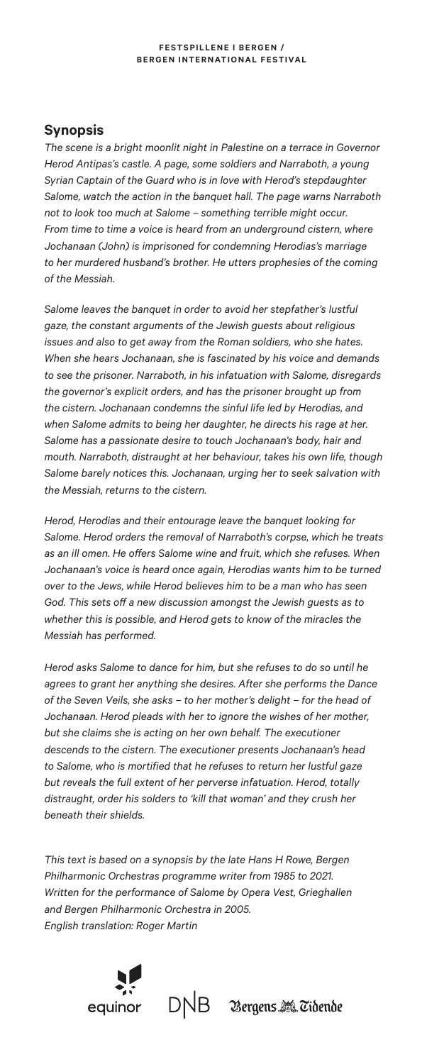## Synopsis

*The scene is a bright moonlit night in Palestine on a terrace in Governor Herod Antipas's castle. A page, some soldiers and Narraboth, a young Syrian Captain of the Guard who is in love with Herod's stepdaughter Salome, watch the action in the banquet hall. The page warns Narraboth not to look too much at Salome – something terrible might occur. From time to time a voice is heard from an underground cistern, where Jochanaan (John) is imprisoned for condemning Herodias's marriage to her murdered husband's brother. He utters prophesies of the coming of the Messiah.*

*Salome leaves the banquet in order to avoid her stepfather's lustful gaze, the constant arguments of the Jewish guests about religious issues and also to get away from the Roman soldiers, who she hates. When she hears Jochanaan, she is fascinated by his voice and demands to see the prisoner. Narraboth, in his infatuation with Salome, disregards the governor's explicit orders, and has the prisoner brought up from the cistern. Jochanaan condemns the sinful life led by Herodias, and when Salome admits to being her daughter, he directs his rage at her. Salome has a passionate desire to touch Jochanaan's body, hair and mouth. Narraboth, distraught at her behaviour, takes his own life, though Salome barely notices this. Jochanaan, urging her to seek salvation with the Messiah, returns to the cistern.*

*Herod, Herodias and their entourage leave the banquet looking for Salome. Herod orders the removal of Narraboth's corpse, which he treats as an ill omen. He offers Salome wine and fruit, which she refuses. When Jochanaan's voice is heard once again, Herodias wants him to be turned over to the Jews, while Herod believes him to be a man who has seen God. This sets off a new discussion amongst the Jewish guests as to whether this is possible, and Herod gets to know of the miracles the Messiah has performed.*

*Herod asks Salome to dance for him, but she refuses to do so until he agrees to grant her anything she desires. After she performs the Dance of the Seven Veils, she asks – to her mother's delight – for the head of Jochanaan. Herod pleads with her to ignore the wishes of her mother, but she claims she is acting on her own behalf. The executioner descends to the cistern. The executioner presents Jochanaan's head to Salome, who is mortified that he refuses to return her lustful gaze but reveals the full extent of her perverse infatuation. Herod, totally distraught, order his solders to 'kill that woman' and they crush her beneath their shields.*

*This text is based on a synopsis by the late Hans H Rowe, Bergen Philharmonic Orchestras programme writer from 1985 to 2021. Written for the performance of Salome by Opera Vest, Grieghallen and Bergen Philharmonic Orchestra in 2005.*
*English translation: Roger Martin*

equinor DNB Bergens Tidende